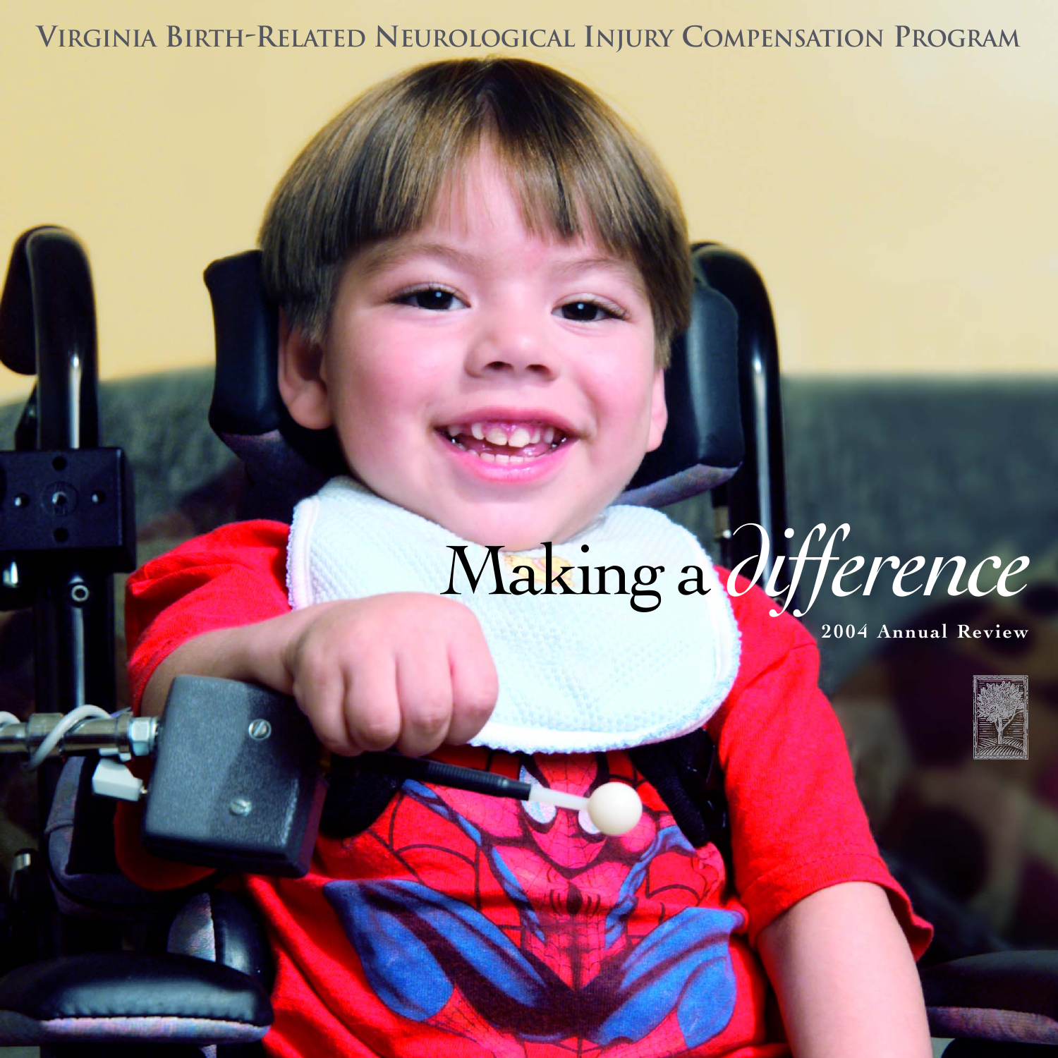VIRGINIA BIRTH-RELATED NEUROLOGICAL INJURY COMPENSATION PROGRAM

# Making a *difference*

**2004 Annual Review**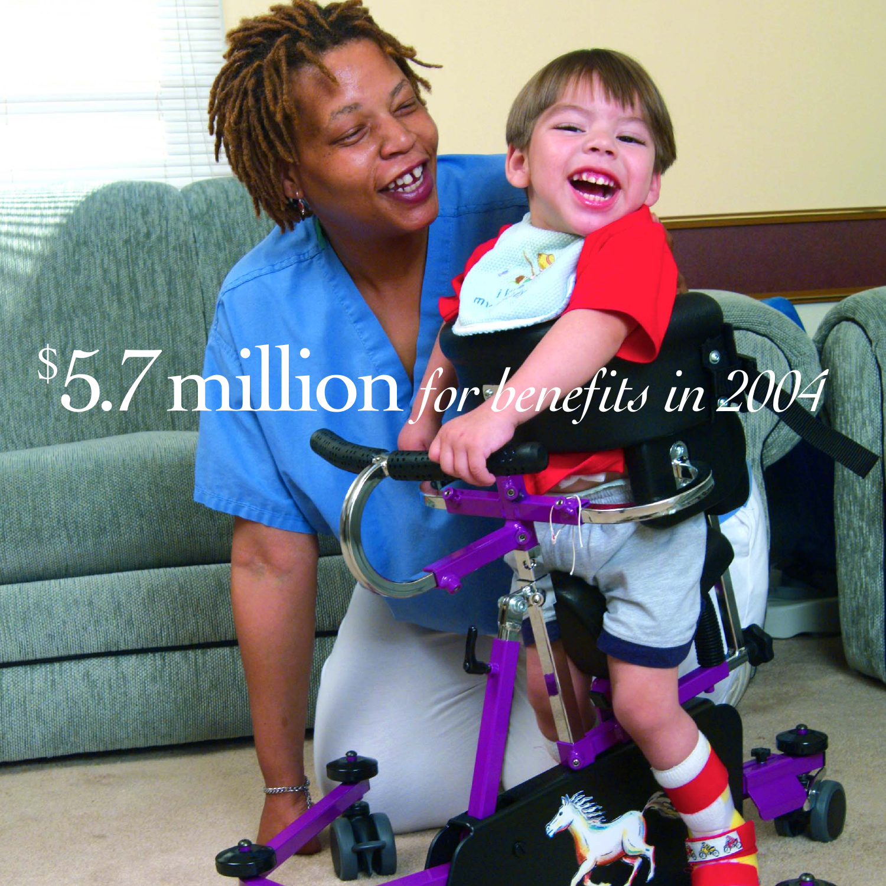$5.7 million *for benefits in 2004*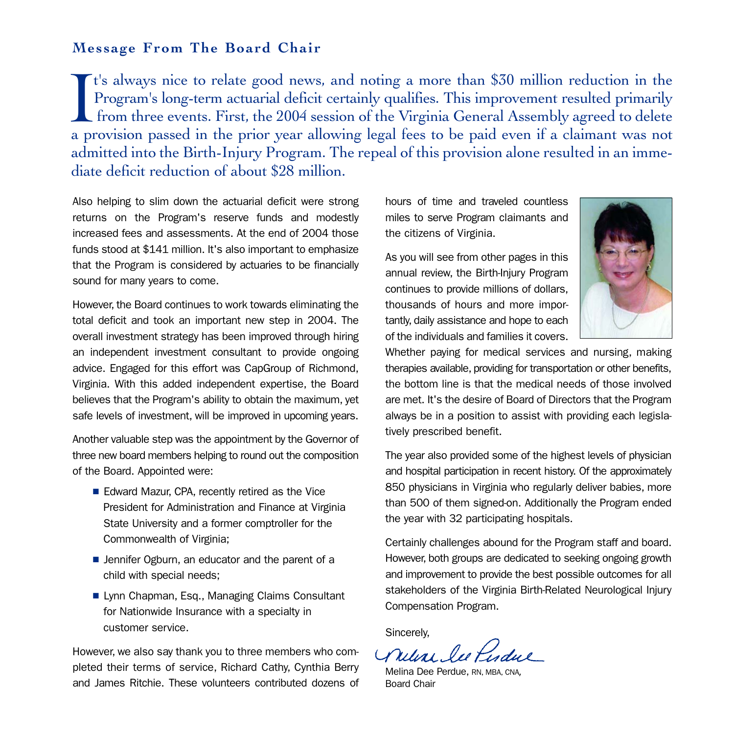## Message From The Board Chair

It's always nice to relate good news, and noting a more than $30 million reduction in the Program's long-term actuarial deficit certainly qualifies. This improvement resulted primarily from three events. First, the 2004 session of the Virginia General Assembly agreed to delete a provision passed in the prior year allowing legal fees to be paid even if a claimant was not admitted into the Birth-Injury Program. The repeal of this provision alone resulted in an immediate deficit reduction of about $28 million.

Also helping to slim down the actuarial deficit were strong returns on the Program's reserve funds and modestly increased fees and assessments. At the end of 2004 those funds stood at $141 million. It's also important to emphasize that the Program is considered by actuaries to be financially sound for many years to come.

However, the Board continues to work towards eliminating the total deficit and took an important new step in 2004. The overall investment strategy has been improved through hiring an independent investment consultant to provide ongoing advice. Engaged for this effort was CapGroup of Richmond, Virginia. With this added independent expertise, the Board believes that the Program's ability to obtain the maximum, yet safe levels of investment, will be improved in upcoming years.

Another valuable step was the appointment by the Governor of three new board members helping to round out the composition of the Board. Appointed were:

- Edward Mazur, CPA, recently retired as the Vice President for Administration and Finance at Virginia State University and a former comptroller for the Commonwealth of Virginia;
- Jennifer Ogburn, an educator and the parent of a child with special needs;
- Lynn Chapman, Esq., Managing Claims Consultant for Nationwide Insurance with a specialty in customer service.

However, we also say thank you to three members who completed their terms of service, Richard Cathy, Cynthia Berry and James Ritchie. These volunteers contributed dozens of hours of time and traveled countless miles to serve Program claimants and the citizens of Virginia.

As you will see from other pages in this annual review, the Birth-Injury Program continues to provide millions of dollars, thousands of hours and more importantly, daily assistance and hope to each of the individuals and families it covers. Whether paying for medical services and nursing, making therapies available, providing for transportation or other benefits, the bottom line is that the medical needs of those involved are met. It's the desire of Board of Directors that the Program always be in a position to assist with providing each legislatively prescribed benefit.

The year also provided some of the highest levels of physician and hospital participation in recent history. Of the approximately 850 physicians in Virginia who regularly deliver babies, more than 500 of them signed-on. Additionally the Program ended the year with 32 participating hospitals.

Certainly challenges abound for the Program staff and board. However, both groups are dedicated to seeking ongoing growth and improvement to provide the best possible outcomes for all stakeholders of the Virginia Birth-Related Neurological Injury Compensation Program.

Sincerely,

Melina Dee Perdue, RN, MBA, CNA,
Board Chair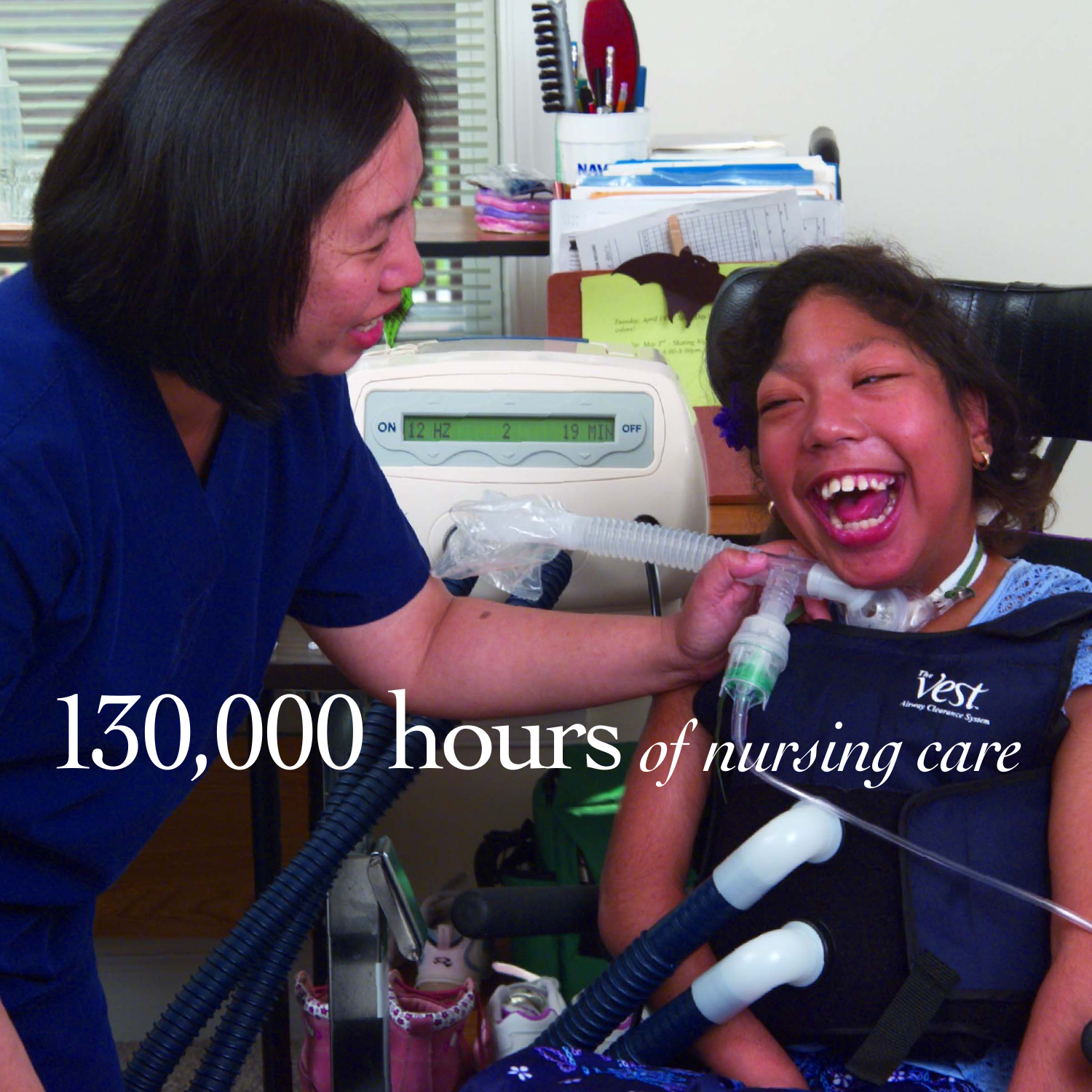130,000 hours *of nursing care*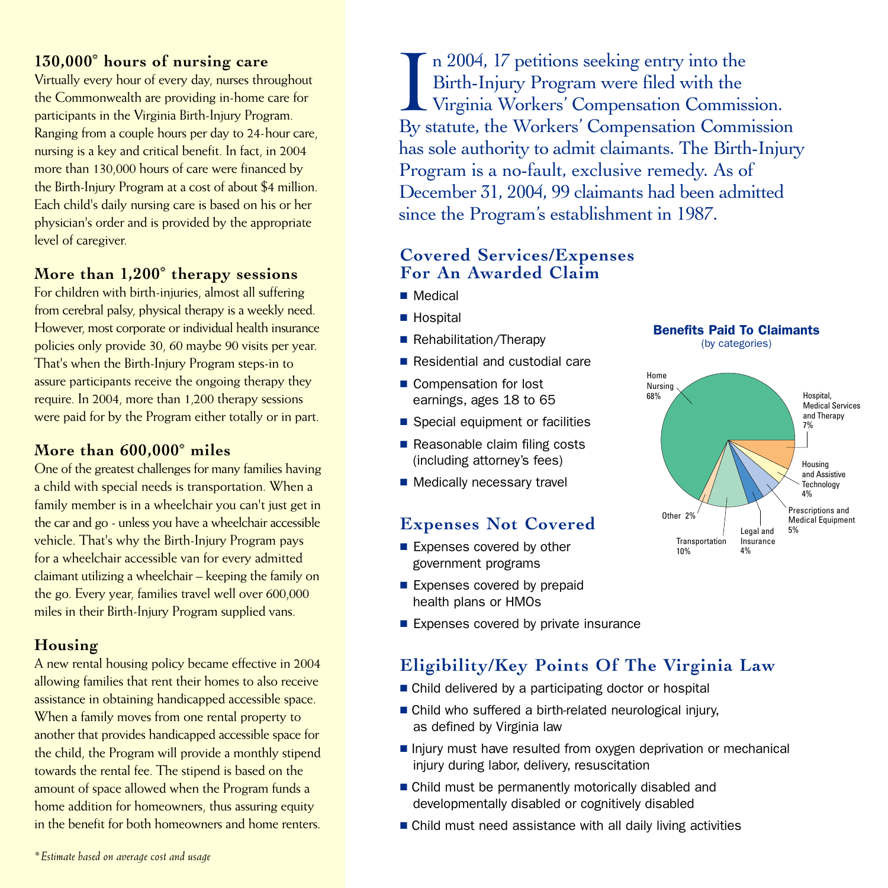### 130,000* hours of nursing care

Virtually every hour of every day, nurses throughout the Commonwealth are providing in-home care for participants in the Virginia Birth-Injury Program. Ranging from a couple hours per day to 24-hour care, nursing is a key and critical benefit. In fact, in 2004 more than 130,000 hours of care were financed by the Birth-Injury Program at a cost of about $4 million. Each child's daily nursing care is based on his or her physician's order and is provided by the appropriate level of caregiver.

### More than 1,200* therapy sessions

For children with birth-injuries, almost all suffering from cerebral palsy, physical therapy is a weekly need. However, most corporate or individual health insurance policies only provide 30, 60 maybe 90 visits per year. That's when the Birth-Injury Program steps-in to assure participants receive the ongoing therapy they require. In 2004, more than 1,200 therapy sessions were paid for by the Program either totally or in part.

### More than 600,000* miles

One of the greatest challenges for many families having a child with special needs is transportation. When a family member is in a wheelchair you can't just get in the car and go - unless you have a wheelchair accessible vehicle. That's why the Birth-Injury Program pays for a wheelchair accessible van for every admitted claimant utilizing a wheelchair – keeping the family on the go. Every year, families travel well over 600,000 miles in their Birth-Injury Program supplied vans.

### Housing

A new rental housing policy became effective in 2004 allowing families that rent their homes to also receive assistance in obtaining handicapped accessible space. When a family moves from one rental property to another that provides handicapped accessible space for the child, the Program will provide a monthly stipend towards the rental fee. The stipend is based on the amount of space allowed when the Program funds a home addition for homeowners, thus assuring equity in the benefit for both homeowners and home renters.

*\*Estimate based on average cost and usage*

In 2004, 17 petitions seeking entry into the Birth-Injury Program were filed with the Virginia Workers' Compensation Commission. By statute, the Workers' Compensation Commission has sole authority to admit claimants. The Birth-Injury Program is a no-fault, exclusive remedy. As of December 31, 2004, 99 claimants had been admitted since the Program's establishment in 1987.

## Covered Services/Expenses For An Awarded Claim

- Medical
- Hospital
- Rehabilitation/Therapy
- Residential and custodial care
- Compensation for lost earnings, ages 18 to 65
- Special equipment or facilities
- Reasonable claim filing costs (including attorney's fees)
- Medically necessary travel

**Benefits Paid To Claimants**
(by categories)

| Category | Percent |
|---|---|
| Home Nursing | 68% |
| Hospital, Medical Services and Therapy | 7% |
| Housing and Assistive Technology | 4% |
| Prescriptions and Medical Equipment | 5% |
| Legal and Insurance | 4% |
| Transportation | 10% |
| Other | 2% |

## Expenses Not Covered

- Expenses covered by other government programs
- Expenses covered by prepaid health plans or HMOs
- Expenses covered by private insurance

## Eligibility/Key Points Of The Virginia Law

- Child delivered by a participating doctor or hospital
- Child who suffered a birth-related neurological injury, as defined by Virginia law
- Injury must have resulted from oxygen deprivation or mechanical injury during labor, delivery, resuscitation
- Child must be permanently motorically disabled and developmentally disabled or cognitively disabled
- Child must need assistance with all daily living activities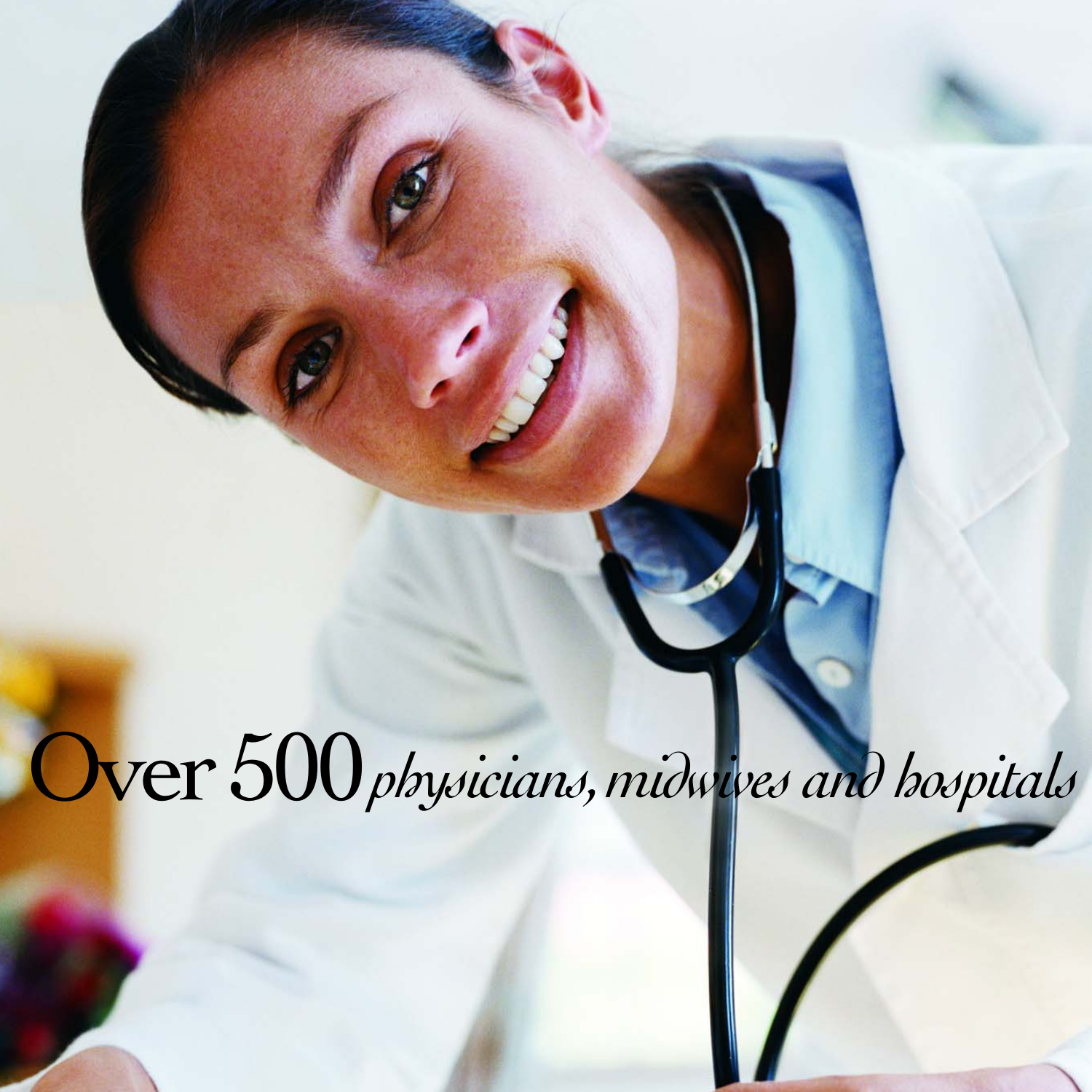Over 500 *physicians, midwives and hospitals*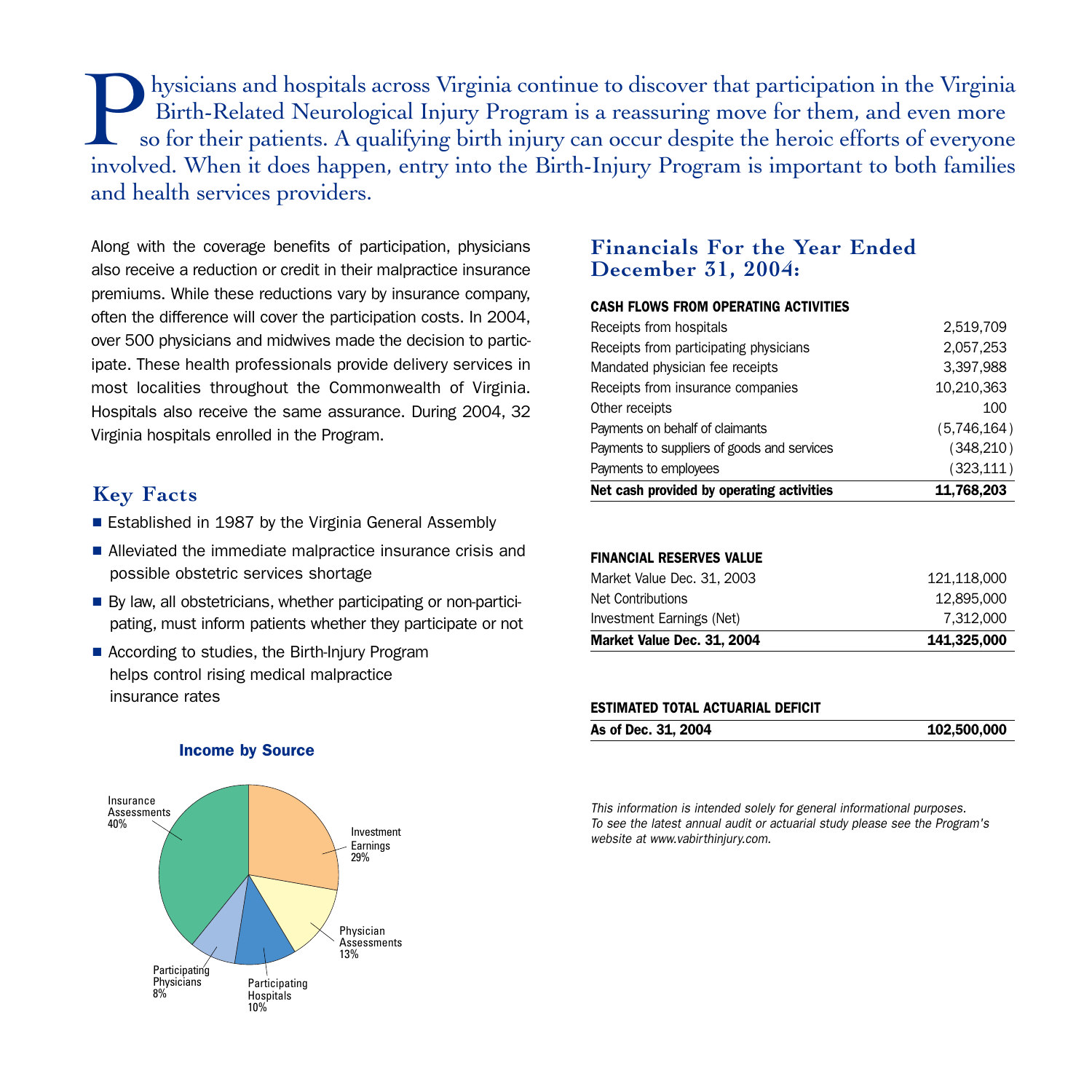Physicians and hospitals across Virginia continue to discover that participation in the Virginia Birth-Related Neurological Injury Program is a reassuring move for them, and even more so for their patients. A qualifying birth injury can occur despite the heroic efforts of everyone involved. When it does happen, entry into the Birth-Injury Program is important to both families and health services providers.

Along with the coverage benefits of participation, physicians also receive a reduction or credit in their malpractice insurance premiums. While these reductions vary by insurance company, often the difference will cover the participation costs. In 2004, over 500 physicians and midwives made the decision to participate. These health professionals provide delivery services in most localities throughout the Commonwealth of Virginia. Hospitals also receive the same assurance. During 2004, 32 Virginia hospitals enrolled in the Program.

## Key Facts

- Established in 1987 by the Virginia General Assembly
- Alleviated the immediate malpractice insurance crisis and possible obstetric services shortage
- By law, all obstetricians, whether participating or non-participating, must inform patients whether they participate or not
- According to studies, the Birth-Injury Program helps control rising medical malpractice insurance rates

### Income by Source

| Source | Percentage |
|---|---|
| Insurance Assessments | 40% |
| Investment Earnings | 29% |
| Physician Assessments | 13% |
| Participating Hospitals | 10% |
| Participating Physicians | 8% |

## Financials For the Year Ended December 31, 2004:

| CASH FLOWS FROM OPERATING ACTIVITIES | |
|---|---|
| Receipts from hospitals | 2,519,709 |
| Receipts from participating physicians | 2,057,253 |
| Mandated physician fee receipts | 3,397,988 |
| Receipts from insurance companies | 10,210,363 |
| Other receipts | 100 |
| Payments on behalf of claimants | (5,746,164) |
| Payments to suppliers of goods and services | (348,210) |
| Payments to employees | (323,111) |
| **Net cash provided by operating activities** | **11,768,203** |

| FINANCIAL RESERVES VALUE | |
|---|---|
| Market Value Dec. 31, 2003 | 121,118,000 |
| Net Contributions | 12,895,000 |
| Investment Earnings (Net) | 7,312,000 |
| **Market Value Dec. 31, 2004** | **141,325,000** |

| ESTIMATED TOTAL ACTUARIAL DEFICIT | |
|---|---|
| **As of Dec. 31, 2004** | **102,500,000** |

*This information is intended solely for general informational purposes. To see the latest annual audit or actuarial study please see the Program's website at www.vabirthinjury.com.*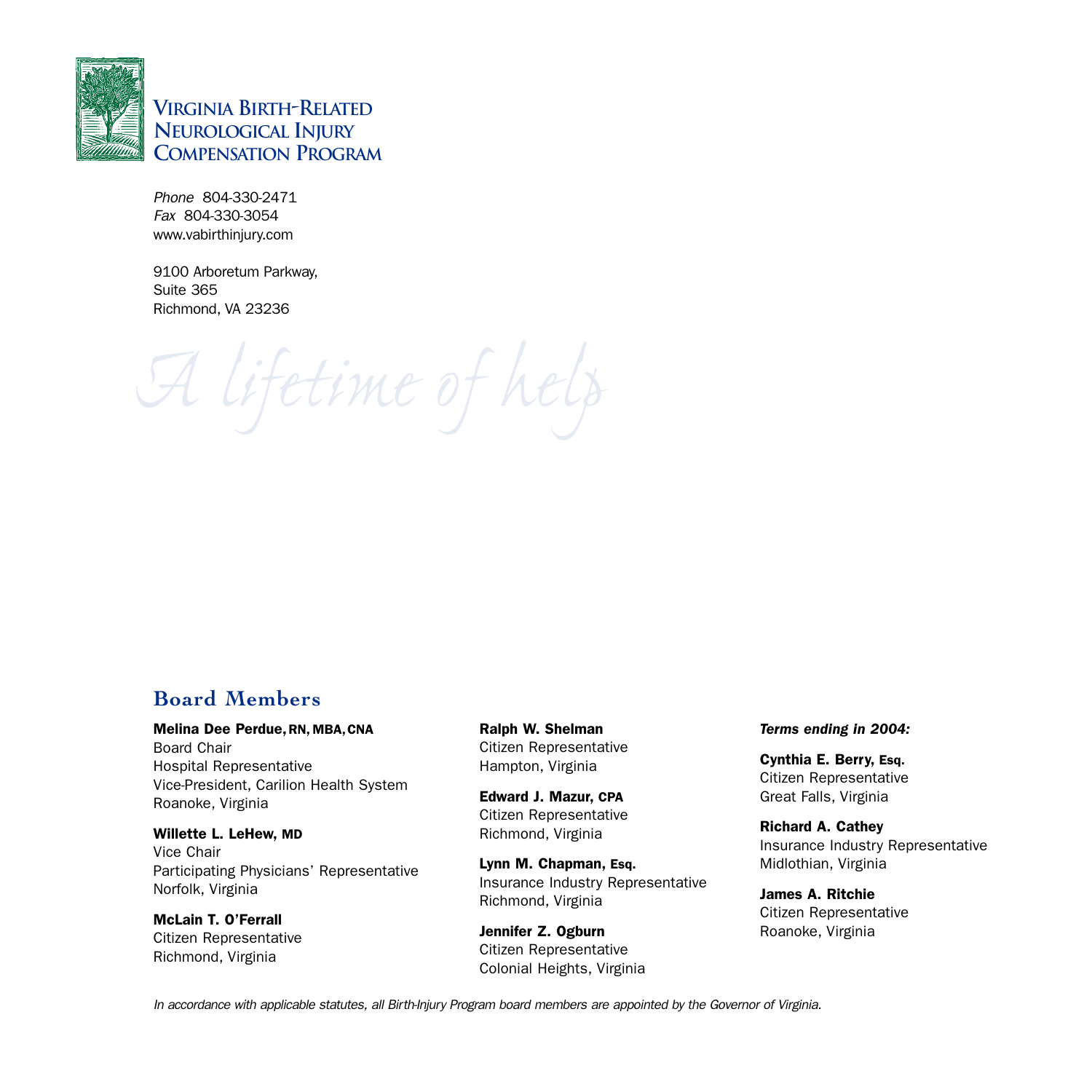**Virginia Birth-Related Neurological Injury Compensation Program**

*Phone* 804-330-2471
*Fax* 804-330-3054
www.vabirthinjury.com

9100 Arboretum Parkway,
Suite 365
Richmond, VA 23236

*A lifetime of help*

## Board Members

**Melina Dee Perdue, RN, MBA, CNA**
Board Chair
Hospital Representative
Vice-President, Carilion Health System
Roanoke, Virginia

**Willette L. LeHew, MD**
Vice Chair
Participating Physicians' Representative
Norfolk, Virginia

**McLain T. O'Ferrall**
Citizen Representative
Richmond, Virginia

**Ralph W. Shelman**
Citizen Representative
Hampton, Virginia

**Edward J. Mazur, CPA**
Citizen Representative
Richmond, Virginia

**Lynn M. Chapman, Esq.**
Insurance Industry Representative
Richmond, Virginia

**Jennifer Z. Ogburn**
Citizen Representative
Colonial Heights, Virginia

***Terms ending in 2004:***

**Cynthia E. Berry, Esq.**
Citizen Representative
Great Falls, Virginia

**Richard A. Cathey**
Insurance Industry Representative
Midlothian, Virginia

**James A. Ritchie**
Citizen Representative
Roanoke, Virginia

*In accordance with applicable statutes, all Birth-Injury Program board members are appointed by the Governor of Virginia.*